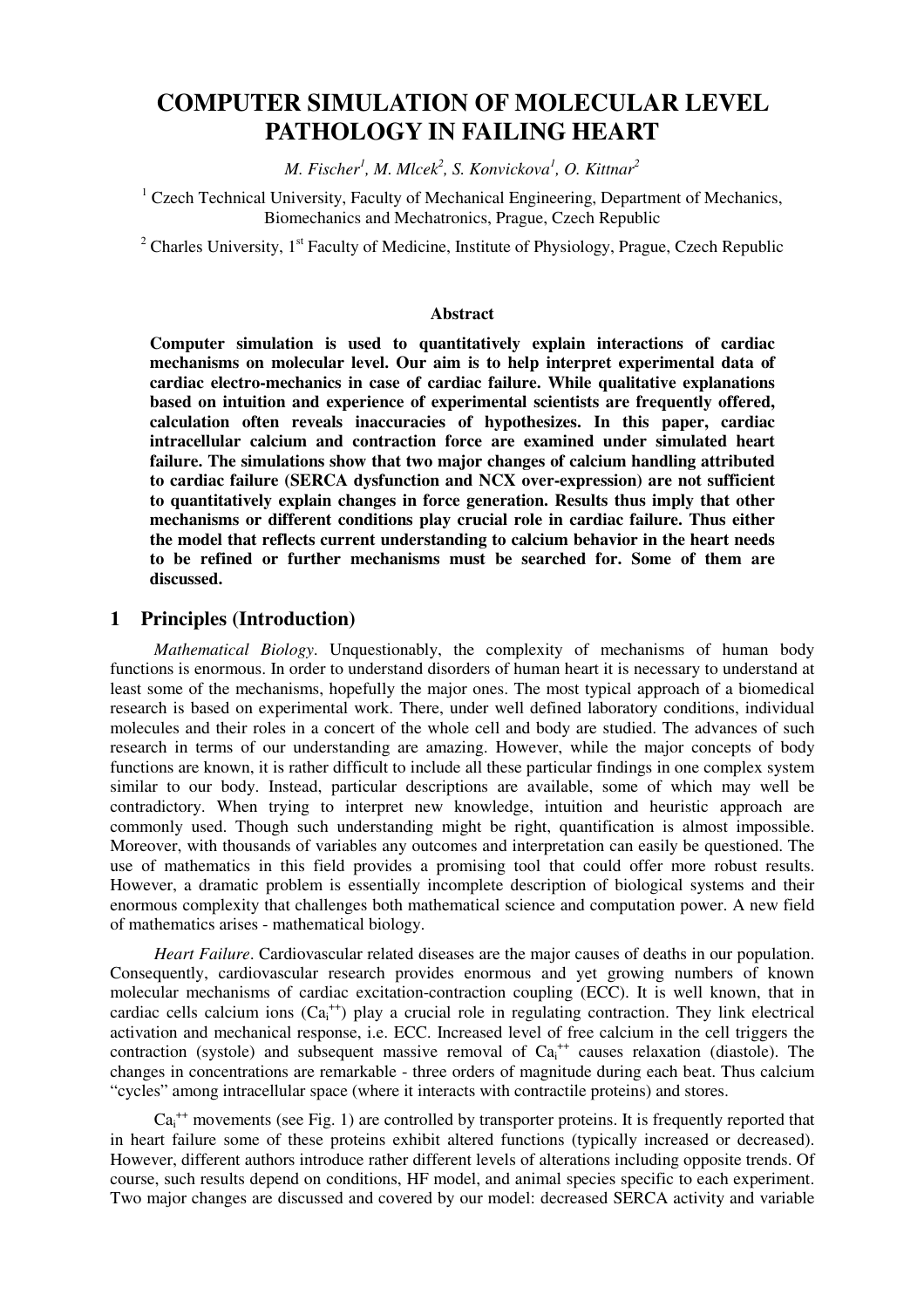# COMPUTER SIMULATION OF MOLECULAR LEVEL PATHOLOGY IN FAILING HEART

*M. Fischer[1], M. Mlcek[2], S. Konvickova[1], O. Kittnar[2]*

[1] Czech Technical University, Faculty of Mechanical Engineering, Department of Mechanics, Biomechanics and Mechatronics, Prague, Czech Republic

[2] Charles University, 1st Faculty of Medicine, Institute of Physiology, Prague, Czech Republic

### Abstract

**Computer simulation is used to quantitatively explain interactions of cardiac mechanisms on molecular level. Our aim is to help interpret experimental data of cardiac electro-mechanics in case of cardiac failure. While qualitative explanations based on intuition and experience of experimental scientists are frequently offered, calculation often reveals inaccuracies of hypothesizes. In this paper, cardiac intracellular calcium and contraction force are examined under simulated heart failure. The simulations show that two major changes of calcium handling attributed to cardiac failure (SERCA dysfunction and NCX over-expression) are not sufficient to quantitatively explain changes in force generation. Results thus imply that other mechanisms or different conditions play crucial role in cardiac failure. Thus either the model that reflects current understanding to calcium behavior in the heart needs to be refined or further mechanisms must be searched for. Some of them are discussed.**

## 1 Principles (Introduction)

*Mathematical Biology*. Unquestionably, the complexity of mechanisms of human body functions is enormous. In order to understand disorders of human heart it is necessary to understand at least some of the mechanisms, hopefully the major ones. The most typical approach of a biomedical research is based on experimental work. There, under well defined laboratory conditions, individual molecules and their roles in a concert of the whole cell and body are studied. The advances of such research in terms of our understanding are amazing. However, while the major concepts of body functions are known, it is rather difficult to include all these particular findings in one complex system similar to our body. Instead, particular descriptions are available, some of which may well be contradictory. When trying to interpret new knowledge, intuition and heuristic approach are commonly used. Though such understanding might be right, quantification is almost impossible. Moreover, with thousands of variables any outcomes and interpretation can easily be questioned. The use of mathematics in this field provides a promising tool that could offer more robust results. However, a dramatic problem is essentially incomplete description of biological systems and their enormous complexity that challenges both mathematical science and computation power. A new field of mathematics arises - mathematical biology.

*Heart Failure*. Cardiovascular related diseases are the major causes of deaths in our population. Consequently, cardiovascular research provides enormous and yet growing numbers of known molecular mechanisms of cardiac excitation-contraction coupling (ECC). It is well known, that in cardiac cells calcium ions ($Ca_i^{++}$) play a crucial role in regulating contraction. They link electrical activation and mechanical response, i.e. ECC. Increased level of free calcium in the cell triggers the contraction (systole) and subsequent massive removal of $Ca_i^{++}$ causes relaxation (diastole). The changes in concentrations are remarkable - three orders of magnitude during each beat. Thus calcium "cycles" among intracellular space (where it interacts with contractile proteins) and stores.

$Ca_i^{++}$ movements (see Fig. 1) are controlled by transporter proteins. It is frequently reported that in heart failure some of these proteins exhibit altered functions (typically increased or decreased). However, different authors introduce rather different levels of alterations including opposite trends. Of course, such results depend on conditions, HF model, and animal species specific to each experiment. Two major changes are discussed and covered by our model: decreased SERCA activity and variable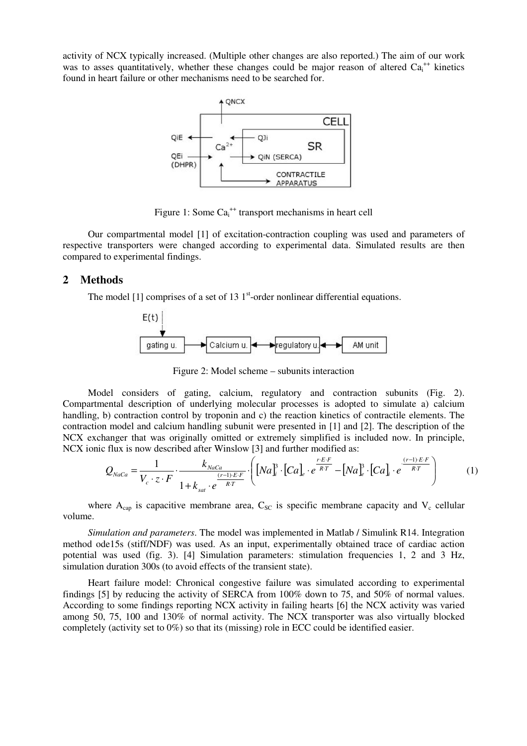activity of NCX typically increased. (Multiple other changes are also reported.) The aim of our work was to asses quantitatively, whether these changes could be major reason of altered $Ca_i^{++}$ kinetics found in heart failure or other mechanisms need to be searched for.

Figure 1: Some $Ca_i^{++}$ transport mechanisms in heart cell

Our compartmental model [1] of excitation-contraction coupling was used and parameters of respective transporters were changed according to experimental data. Simulated results are then compared to experimental findings.

## 2 Methods

The model [1] comprises of a set of 13 1[st]-order nonlinear differential equations.

Figure 2: Model scheme – subunits interaction

Model considers of gating, calcium, regulatory and contraction subunits (Fig. 2). Compartmental description of underlying molecular processes is adopted to simulate a) calcium handling, b) contraction control by troponin and c) the reaction kinetics of contractile elements. The contraction model and calcium handling subunit were presented in [1] and [2]. The description of the NCX exchanger that was originally omitted or extremely simplified is included now. In principle, NCX ionic flux is now described after Winslow [3] and further modified as:

$$Q_{NaCa} = \frac{1}{V_c \cdot z \cdot F} \cdot \frac{k_{NaCa}}{1 + k_{sat} \cdot e^{\frac{(r-1) \cdot E \cdot F}{R \cdot T}}} \cdot \left( [Na]_i^3 \cdot [Ca]_e \cdot e^{\frac{r \cdot E \cdot F}{R \cdot T}} - [Na]_e^3 \cdot [Ca]_i \cdot e^{\frac{(r-1) \cdot E \cdot F}{R \cdot T}} \right) \tag{1}$$

where $A_{cap}$ is capacitive membrane area, $C_{SC}$ is specific membrane capacity and $V_c$ cellular volume.

*Simulation and parameters*. The model was implemented in Matlab / Simulink R14. Integration method ode15s (stiff/NDF) was used. As an input, experimentally obtained trace of cardiac action potential was used (fig. 3). [4] Simulation parameters: stimulation frequencies 1, 2 and 3 Hz, simulation duration 300s (to avoid effects of the transient state).

Heart failure model: Chronical congestive failure was simulated according to experimental findings [5] by reducing the activity of SERCA from 100% down to 75, and 50% of normal values. According to some findings reporting NCX activity in failing hearts [6] the NCX activity was varied among 50, 75, 100 and 130% of normal activity. The NCX transporter was also virtually blocked completely (activity set to 0%) so that its (missing) role in ECC could be identified easier.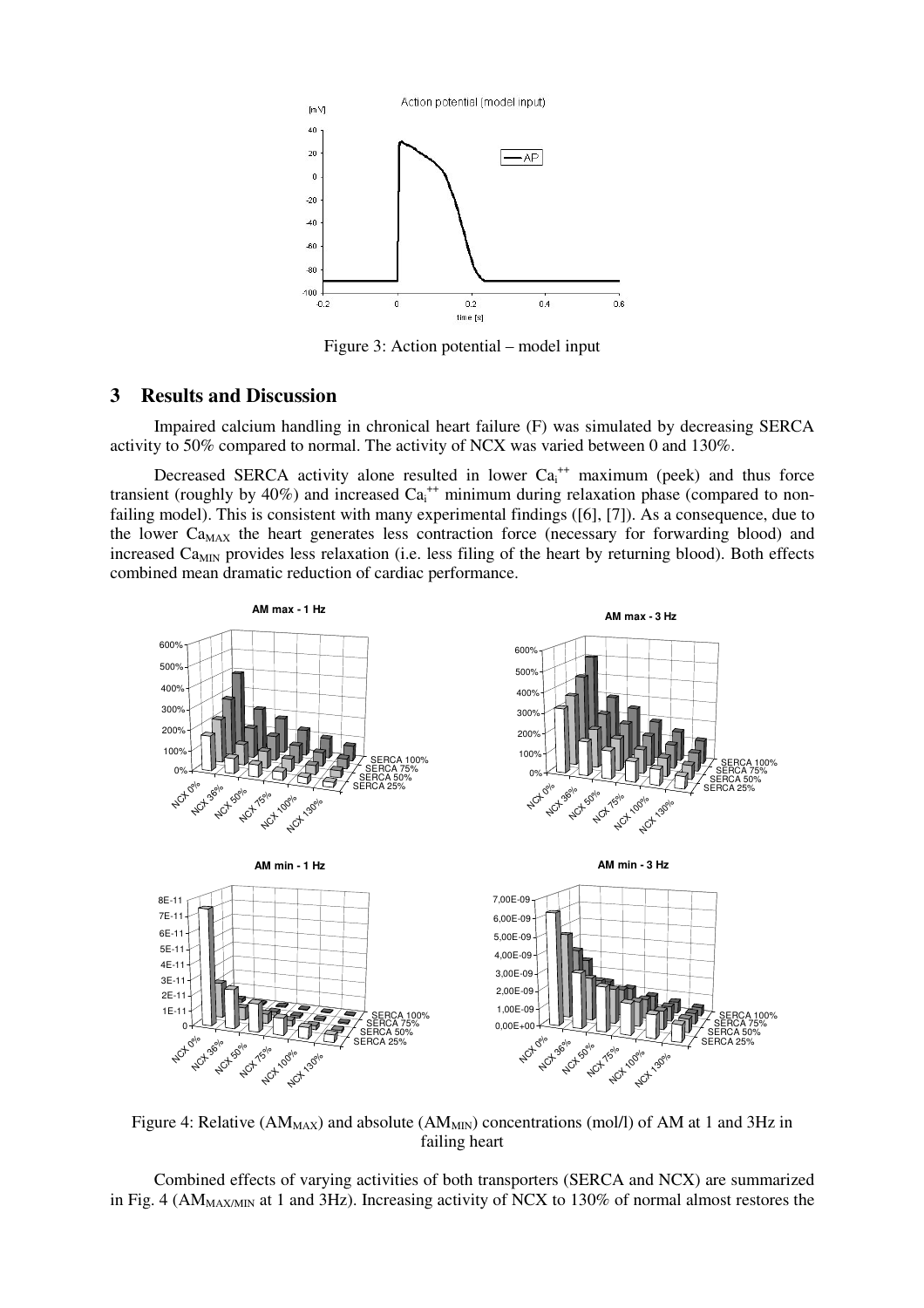Figure 3: Action potential – model input

## 3 Results and Discussion

Impaired calcium handling in chronical heart failure (F) was simulated by decreasing SERCA activity to 50% compared to normal. The activity of NCX was varied between 0 and 130%.

Decreased SERCA activity alone resulted in lower $Ca_i^{++}$ maximum (peek) and thus force transient (roughly by 40%) and increased $Ca_i^{++}$ minimum during relaxation phase (compared to non-failing model). This is consistent with many experimental findings ([6], [7]). As a consequence, due to the lower $Ca_{MAX}$ the heart generates less contraction force (necessary for forwarding blood) and increased $Ca_{MIN}$ provides less relaxation (i.e. less filing of the heart by returning blood). Both effects combined mean dramatic reduction of cardiac performance.

Figure 4: Relative ($AM_{MAX}$) and absolute ($AM_{MIN}$) concentrations (mol/l) of AM at 1 and 3Hz in failing heart

Combined effects of varying activities of both transporters (SERCA and NCX) are summarized in Fig. 4 ($AM_{MAX/MIN}$ at 1 and 3Hz). Increasing activity of NCX to 130% of normal almost restores the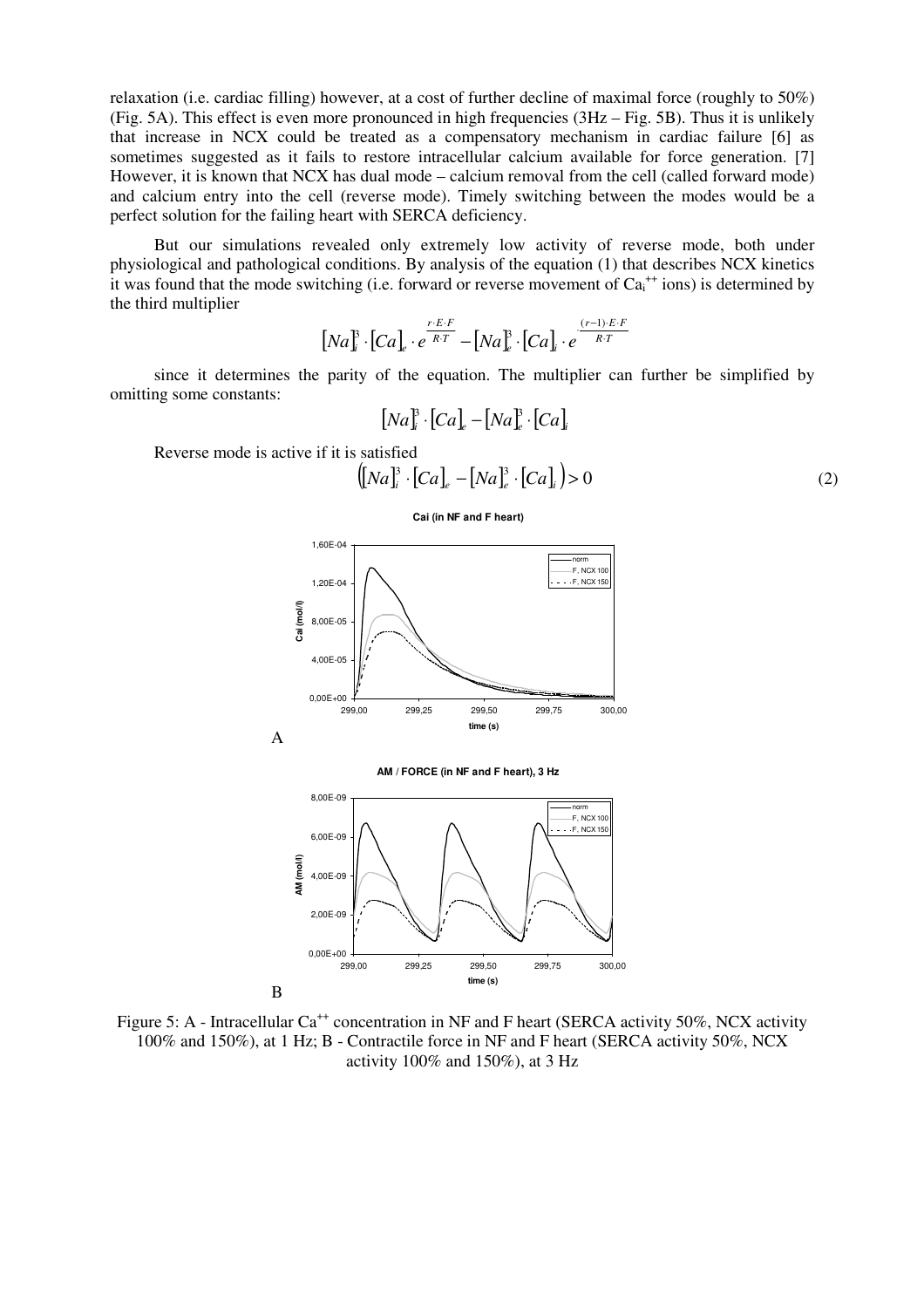relaxation (i.e. cardiac filling) however, at a cost of further decline of maximal force (roughly to 50%) (Fig. 5A). This effect is even more pronounced in high frequencies (3Hz – Fig. 5B). Thus it is unlikely that increase in NCX could be treated as a compensatory mechanism in cardiac failure [6] as sometimes suggested as it fails to restore intracellular calcium available for force generation. [7] However, it is known that NCX has dual mode – calcium removal from the cell (called forward mode) and calcium entry into the cell (reverse mode). Timely switching between the modes would be a perfect solution for the failing heart with SERCA deficiency.

But our simulations revealed only extremely low activity of reverse mode, both under physiological and pathological conditions. By analysis of the equation (1) that describes NCX kinetics it was found that the mode switching (i.e. forward or reverse movement of $Ca_i^{++}$ ions) is determined by the third multiplier

$$[Na]_i^3 \cdot [Ca]_e \cdot e^{\frac{r \cdot E \cdot F}{R \cdot T}} - [Na]_e^3 \cdot [Ca]_i \cdot e^{\frac{(r-1) \cdot E \cdot F}{R \cdot T}}$$

since it determines the parity of the equation. The multiplier can further be simplified by omitting some constants:

$$[Na]_i^3 \cdot [Ca]_e - [Na]_e^3 \cdot [Ca]_i$$

Reverse mode is active if it is satisfied

$$\left([Na]_i^3 \cdot [Ca]_e - [Na]_e^3 \cdot [Ca]_i\right) > 0 \tag{2}$$

Figure 5: A - Intracellular $Ca^{++}$ concentration in NF and F heart (SERCA activity 50%, NCX activity 100% and 150%), at 1 Hz; B - Contractile force in NF and F heart (SERCA activity 50%, NCX activity 100% and 150%), at 3 Hz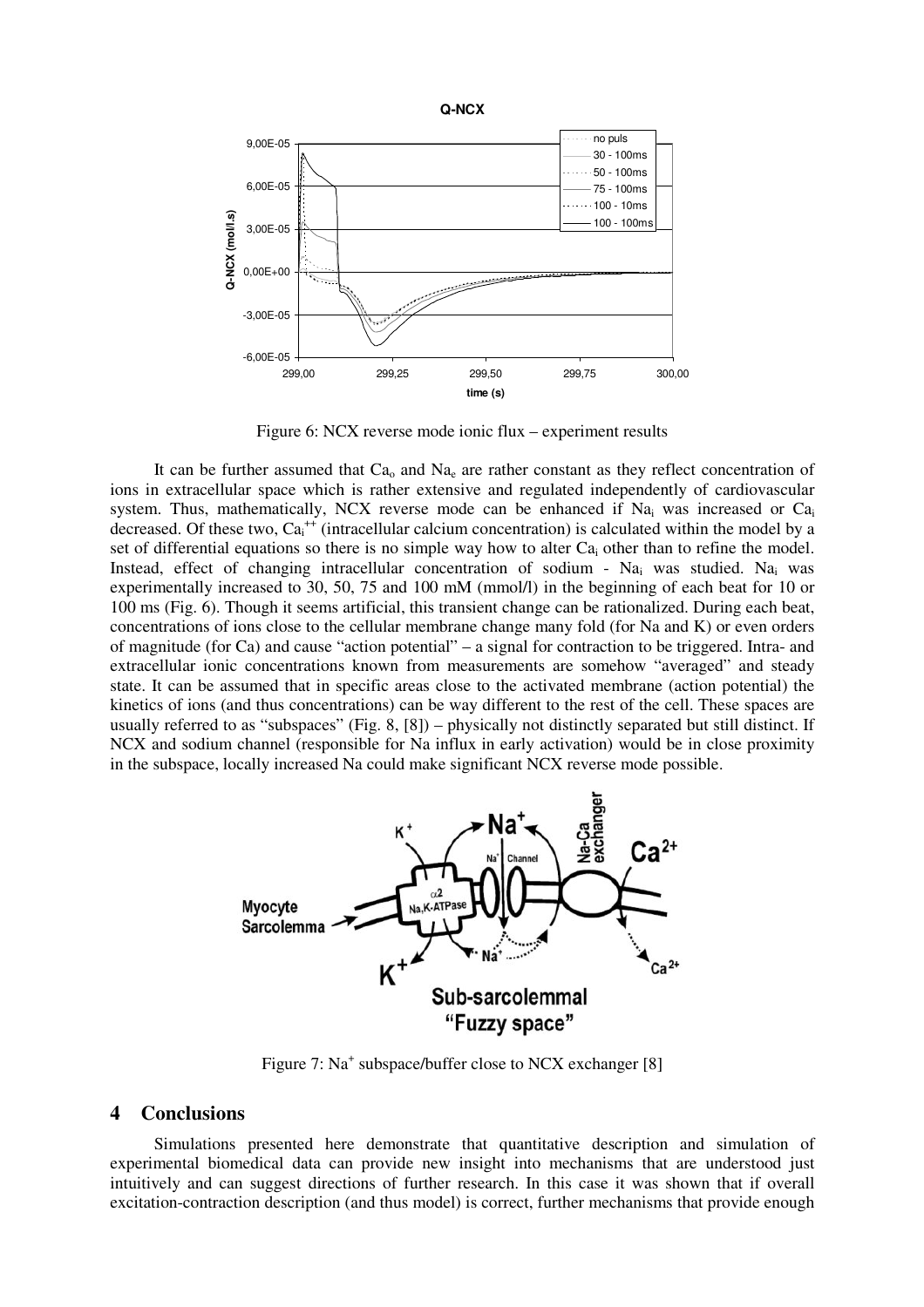Figure 6: NCX reverse mode ionic flux – experiment results

It can be further assumed that $Ca_o$ and $Na_e$ are rather constant as they reflect concentration of ions in extracellular space which is rather extensive and regulated independently of cardiovascular system. Thus, mathematically, NCX reverse mode can be enhanced if $Na_i$ was increased or $Ca_i$ decreased. Of these two, $Ca_i^{++}$ (intracellular calcium concentration) is calculated within the model by a set of differential equations so there is no simple way how to alter $Ca_i$ other than to refine the model. Instead, effect of changing intracellular concentration of sodium - $Na_i$ was studied. $Na_i$ was experimentally increased to 30, 50, 75 and 100 mM (mmol/l) in the beginning of each beat for 10 or 100 ms (Fig. 6). Though it seems artificial, this transient change can be rationalized. During each beat, concentrations of ions close to the cellular membrane change many fold (for Na and K) or even orders of magnitude (for Ca) and cause "action potential" – a signal for contraction to be triggered. Intra- and extracellular ionic concentrations known from measurements are somehow "averaged" and steady state. It can be assumed that in specific areas close to the activated membrane (action potential) the kinetics of ions (and thus concentrations) can be way different to the rest of the cell. These spaces are usually referred to as "subspaces" (Fig. 8, [8]) – physically not distinctly separated but still distinct. If NCX and sodium channel (responsible for Na influx in early activation) would be in close proximity in the subspace, locally increased Na could make significant NCX reverse mode possible.

Figure 7: $Na^+$ subspace/buffer close to NCX exchanger [8]

## 4 Conclusions

Simulations presented here demonstrate that quantitative description and simulation of experimental biomedical data can provide new insight into mechanisms that are understood just intuitively and can suggest directions of further research. In this case it was shown that if overall excitation-contraction description (and thus model) is correct, further mechanisms that provide enough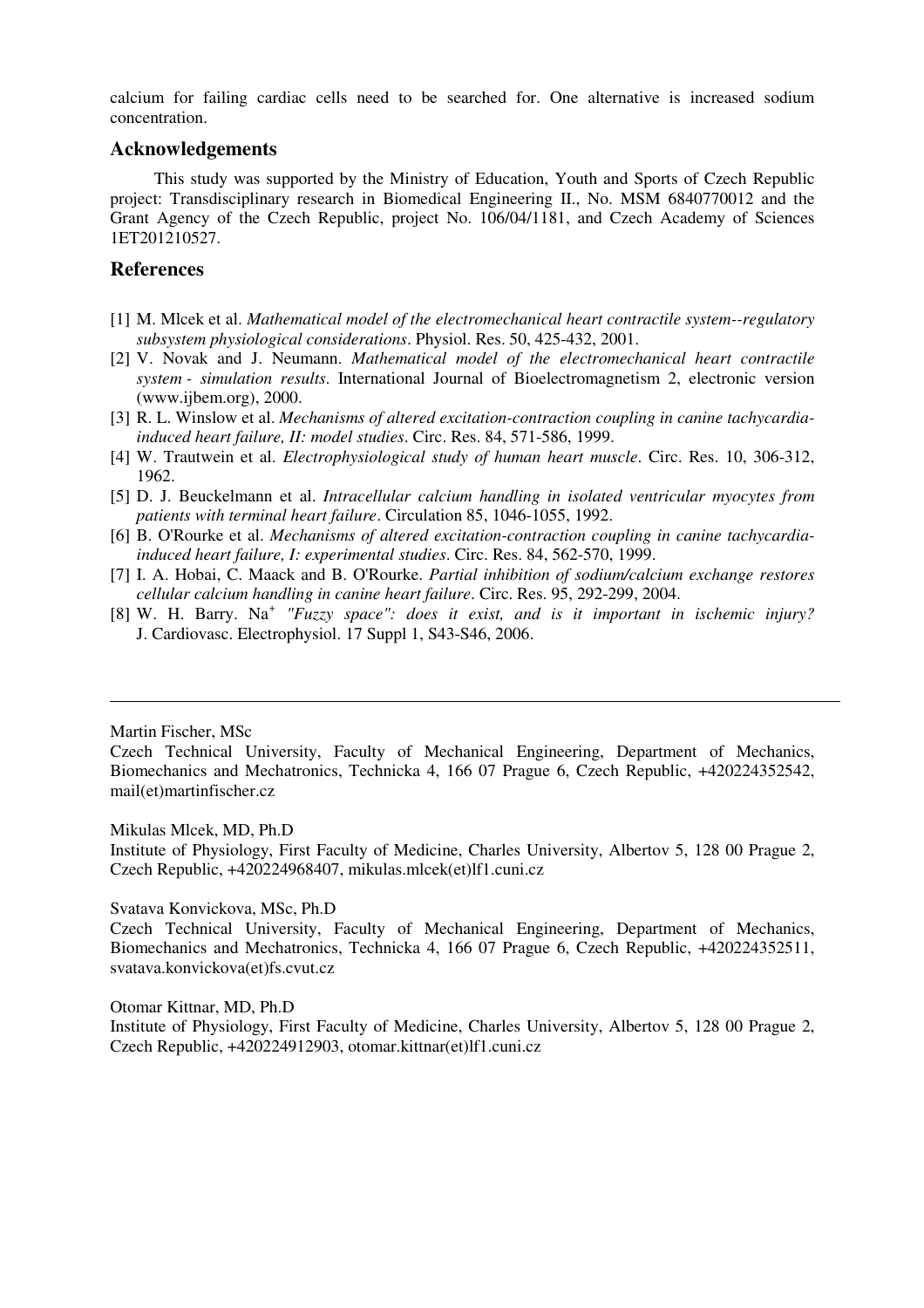calcium for failing cardiac cells need to be searched for. One alternative is increased sodium concentration.

## Acknowledgements

This study was supported by the Ministry of Education, Youth and Sports of Czech Republic project: Transdisciplinary research in Biomedical Engineering II., No. MSM 6840770012 and the Grant Agency of the Czech Republic, project No. 106/04/1181, and Czech Academy of Sciences 1ET201210527.

## References

[1] M. Mlcek et al. *Mathematical model of the electromechanical heart contractile system--regulatory subsystem physiological considerations*. Physiol. Res. 50, 425-432, 2001.

[2] V. Novak and J. Neumann. *Mathematical model of the electromechanical heart contractile system - simulation results*. International Journal of Bioelectromagnetism 2, electronic version (www.ijbem.org), 2000.

[3] R. L. Winslow et al. *Mechanisms of altered excitation-contraction coupling in canine tachycardia-induced heart failure, II: model studies*. Circ. Res. 84, 571-586, 1999.

[4] W. Trautwein et al. *Electrophysiological study of human heart muscle*. Circ. Res. 10, 306-312, 1962.

[5] D. J. Beuckelmann et al. *Intracellular calcium handling in isolated ventricular myocytes from patients with terminal heart failure*. Circulation 85, 1046-1055, 1992.

[6] B. O'Rourke et al. *Mechanisms of altered excitation-contraction coupling in canine tachycardia-induced heart failure, I: experimental studies*. Circ. Res. 84, 562-570, 1999.

[7] I. A. Hobai, C. Maack and B. O'Rourke. *Partial inhibition of sodium/calcium exchange restores cellular calcium handling in canine heart failure*. Circ. Res. 95, 292-299, 2004.

[8] W. H. Barry. $Na^+$ *"Fuzzy space": does it exist, and is it important in ischemic injury?* J. Cardiovasc. Electrophysiol. 17 Suppl 1, S43-S46, 2006.

---

Martin Fischer, MSc

Czech Technical University, Faculty of Mechanical Engineering, Department of Mechanics, Biomechanics and Mechatronics, Technicka 4, 166 07 Prague 6, Czech Republic, +420224352542, mail(et)martinfischer.cz

Mikulas Mlcek, MD, Ph.D

Institute of Physiology, First Faculty of Medicine, Charles University, Albertov 5, 128 00 Prague 2, Czech Republic, +420224968407, mikulas.mlcek(et)lf1.cuni.cz

Svatava Konvickova, MSc, Ph.D

Czech Technical University, Faculty of Mechanical Engineering, Department of Mechanics, Biomechanics and Mechatronics, Technicka 4, 166 07 Prague 6, Czech Republic, +420224352511, svatava.konvickova(et)fs.cvut.cz

Otomar Kittnar, MD, Ph.D

Institute of Physiology, First Faculty of Medicine, Charles University, Albertov 5, 128 00 Prague 2, Czech Republic, +420224912903, otomar.kittnar(et)lf1.cuni.cz